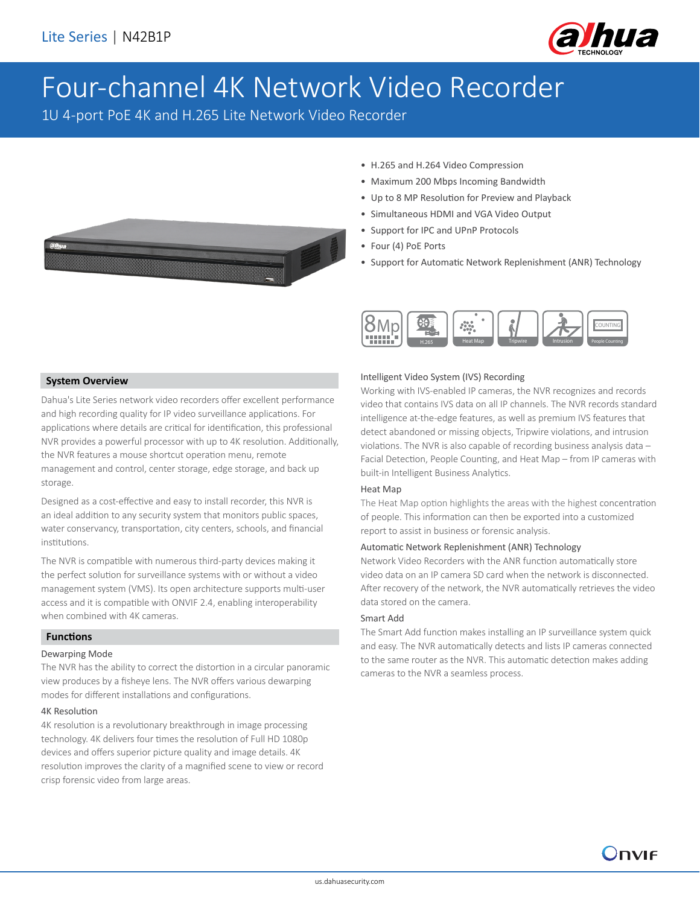Lite Series | N42B1P

# Four-channel 4K Network Video Recorder

1U 4-port PoE 4K and H.265 Lite Network Video Recorder

- H.265 and H.264 Video Compression
- Maximum 200 Mbps Incoming Bandwidth
- Up to 8 MP Resolution for Preview and Playback
- Simultaneous HDMI and VGA Video Output
- Support for IPC and UPnP Protocols
- Four (4) PoE Ports
- Support for Automatic Network Replenishment (ANR) Technology

8Mp | H.265 | Heat Map | Tripwire | Intrusion | People Counting

## System Overview

Dahua's Lite Series network video recorders offer excellent performance and high recording quality for IP video surveillance applications. For applications where details are critical for identification, this professional NVR provides a powerful processor with up to 4K resolution. Additionally, the NVR features a mouse shortcut operation menu, remote management and control, center storage, edge storage, and back up storage.

Designed as a cost-effective and easy to install recorder, this NVR is an ideal addition to any security system that monitors public spaces, water conservancy, transportation, city centers, schools, and financial institutions.

The NVR is compatible with numerous third-party devices making it the perfect solution for surveillance systems with or without a video management system (VMS). Its open architecture supports multi-user access and it is compatible with ONVIF 2.4, enabling interoperability when combined with 4K cameras.

## Functions

### Dewarping Mode

The NVR has the ability to correct the distortion in a circular panoramic view produces by a fisheye lens. The NVR offers various dewarping modes for different installations and configurations.

### 4K Resolution

4K resolution is a revolutionary breakthrough in image processing technology. 4K delivers four times the resolution of Full HD 1080p devices and offers superior picture quality and image details. 4K resolution improves the clarity of a magnified scene to view or record crisp forensic video from large areas.

### Intelligent Video System (IVS) Recording

Working with IVS-enabled IP cameras, the NVR recognizes and records video that contains IVS data on all IP channels. The NVR records standard intelligence at-the-edge features, as well as premium IVS features that detect abandoned or missing objects, Tripwire violations, and intrusion violations. The NVR is also capable of recording business analysis data – Facial Detection, People Counting, and Heat Map – from IP cameras with built-in Intelligent Business Analytics.

### Heat Map

The Heat Map option highlights the areas with the highest concentration of people. This information can then be exported into a customized report to assist in business or forensic analysis.

### Automatic Network Replenishment (ANR) Technology

Network Video Recorders with the ANR function automatically store video data on an IP camera SD card when the network is disconnected. After recovery of the network, the NVR automatically retrieves the video data stored on the camera.

### Smart Add

The Smart Add function makes installing an IP surveillance system quick and easy. The NVR automatically detects and lists IP cameras connected to the same router as the NVR. This automatic detection makes adding cameras to the NVR a seamless process.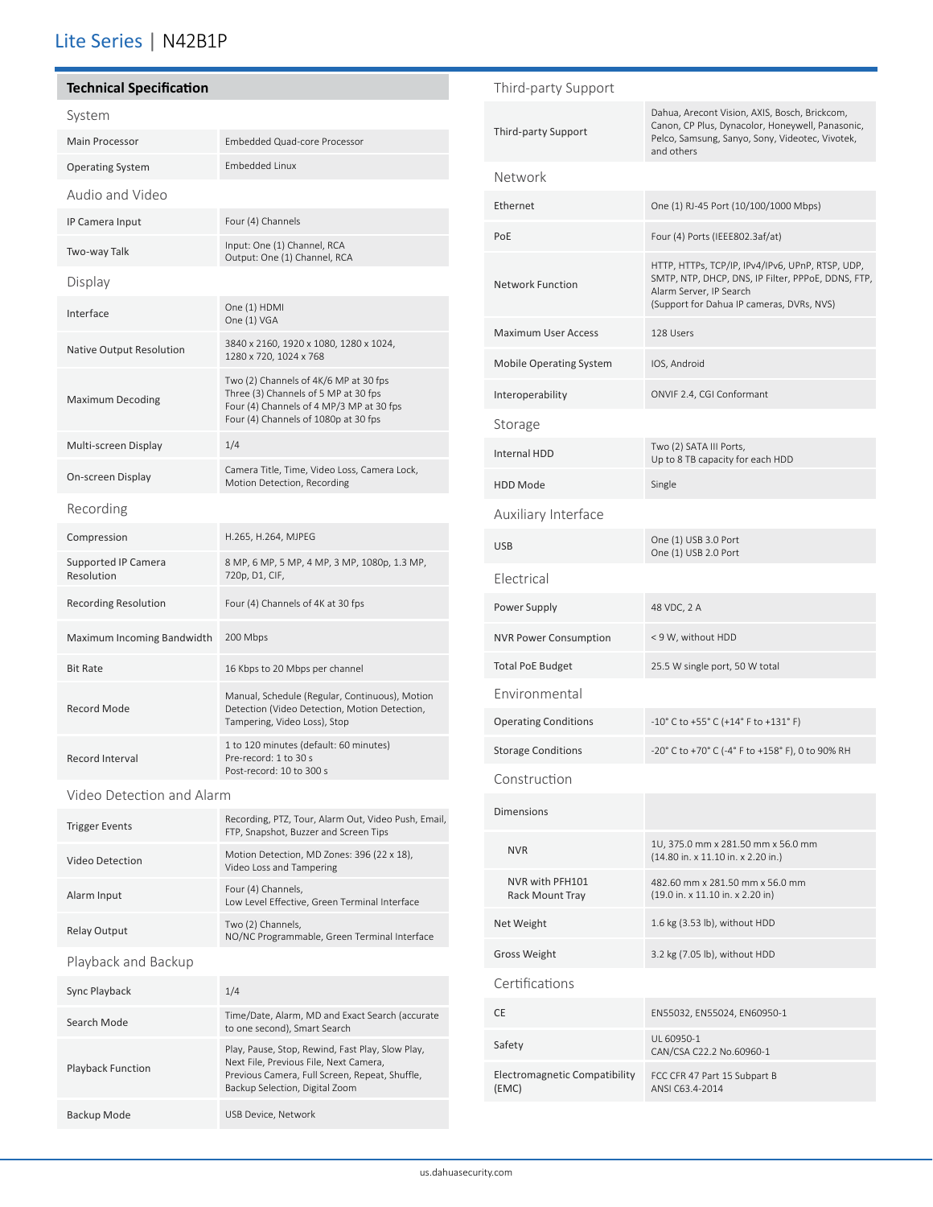## Technical Specification

### System

| | |
|---|---|
| Main Processor | Embedded Quad-core Processor |
| Operating System | Embedded Linux |

### Audio and Video

| | |
|---|---|
| IP Camera Input | Four (4) Channels |
| Two-way Talk | Input: One (1) Channel, RCA<br>Output: One (1) Channel, RCA |

### Display

| | |
|---|---|
| Interface | One (1) HDMI<br>One (1) VGA |
| Native Output Resolution | 3840 x 2160, 1920 x 1080, 1280 x 1024, 1280 x 720, 1024 x 768 |
| Maximum Decoding | Two (2) Channels of 4K/6 MP at 30 fps<br>Three (3) Channels of 5 MP at 30 fps<br>Four (4) Channels of 4 MP/3 MP at 30 fps<br>Four (4) Channels of 1080p at 30 fps |
| Multi-screen Display | 1/4 |
| On-screen Display | Camera Title, Time, Video Loss, Camera Lock, Motion Detection, Recording |

### Recording

| | |
|---|---|
| Compression | H.265, H.264, MJPEG |
| Supported IP Camera Resolution | 8 MP, 6 MP, 5 MP, 4 MP, 3 MP, 1080p, 1.3 MP, 720p, D1, CIF, |
| Recording Resolution | Four (4) Channels of 4K at 30 fps |
| Maximum Incoming Bandwidth | 200 Mbps |
| Bit Rate | 16 Kbps to 20 Mbps per channel |
| Record Mode | Manual, Schedule (Regular, Continuous), Motion Detection (Video Detection, Motion Detection, Tampering, Video Loss), Stop |
| Record Interval | 1 to 120 minutes (default: 60 minutes)<br>Pre-record: 1 to 30 s<br>Post-record: 10 to 300 s |

### Video Detection and Alarm

| | |
|---|---|
| Trigger Events | Recording, PTZ, Tour, Alarm Out, Video Push, Email, FTP, Snapshot, Buzzer and Screen Tips |
| Video Detection | Motion Detection, MD Zones: 396 (22 x 18), Video Loss and Tampering |
| Alarm Input | Four (4) Channels,<br>Low Level Effective, Green Terminal Interface |
| Relay Output | Two (2) Channels,<br>NO/NC Programmable, Green Terminal Interface |

### Playback and Backup

| | |
|---|---|
| Sync Playback | 1/4 |
| Search Mode | Time/Date, Alarm, MD and Exact Search (accurate to one second), Smart Search |
| Playback Function | Play, Pause, Stop, Rewind, Fast Play, Slow Play, Next File, Previous File, Next Camera, Previous Camera, Full Screen, Repeat, Shuffle, Backup Selection, Digital Zoom |
| Backup Mode | USB Device, Network |

### Third-party Support

| | |
|---|---|
| Third-party Support | Dahua, Arecont Vision, AXIS, Bosch, Brickcom, Canon, CP Plus, Dynacolor, Honeywell, Panasonic, Pelco, Samsung, Sanyo, Sony, Videotec, Vivotek, and others |

### Network

| | |
|---|---|
| Ethernet | One (1) RJ-45 Port (10/100/1000 Mbps) |
| PoE | Four (4) Ports (IEEE802.3af/at) |
| Network Function | HTTP, HTTPs, TCP/IP, IPv4/IPv6, UPnP, RTSP, UDP, SMTP, NTP, DHCP, DNS, IP Filter, PPPoE, DDNS, FTP, Alarm Server, IP Search<br>(Support for Dahua IP cameras, DVRs, NVS) |
| Maximum User Access | 128 Users |
| Mobile Operating System | IOS, Android |
| Interoperability | ONVIF 2.4, CGI Conformant |

### Storage

| | |
|---|---|
| Internal HDD | Two (2) SATA III Ports,<br>Up to 8 TB capacity for each HDD |
| HDD Mode | Single |

### Auxiliary Interface

| | |
|---|---|
| USB | One (1) USB 3.0 Port<br>One (1) USB 2.0 Port |

### Electrical

| | |
|---|---|
| Power Supply | 48 VDC, 2 A |
| NVR Power Consumption | < 9 W, without HDD |
| Total PoE Budget | 25.5 W single port, 50 W total |

### Environmental

| | |
|---|---|
| Operating Conditions | -10° C to +55° C (+14° F to +131° F) |
| Storage Conditions | -20° C to +70° C (-4° F to +158° F), 0 to 90% RH |

### Construction

| | |
|---|---|
| Dimensions | |
| NVR | 1U, 375.0 mm x 281.50 mm x 56.0 mm<br>(14.80 in. x 11.10 in. x 2.20 in.) |
| NVR with PFH101 Rack Mount Tray | 482.60 mm x 281.50 mm x 56.0 mm<br>(19.0 in. x 11.10 in. x 2.20 in) |
| Net Weight | 1.6 kg (3.53 lb), without HDD |
| Gross Weight | 3.2 kg (7.05 lb), without HDD |

### Certifications

| | |
|---|---|
| CE | EN55032, EN55024, EN60950-1 |
| Safety | UL 60950-1<br>CAN/CSA C22.2 No.60960-1 |
| Electromagnetic Compatibility (EMC) | FCC CFR 47 Part 15 Subpart B<br>ANSI C63.4-2014 |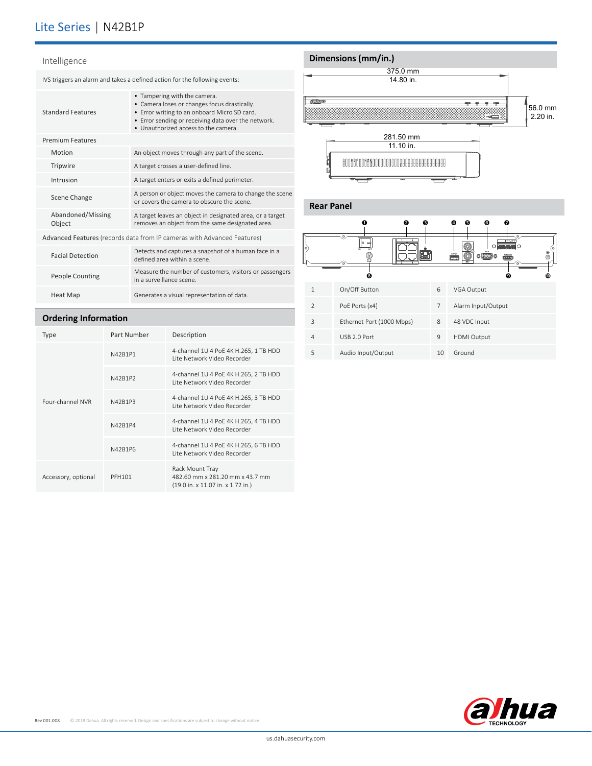## Intelligence

| | |
|---|---|
| IVS triggers an alarm and takes a defined action for the following events: | |
| Standard Features | • Tampering with the camera.<br>• Camera loses or changes focus drastically.<br>• Error writing to an onboard Micro SD card.<br>• Error sending or receiving data over the network.<br>• Unauthorized access to the camera. |
| Premium Features | |
| Motion | An object moves through any part of the scene. |
| Tripwire | A target crosses a user-defined line. |
| Intrusion | A target enters or exits a defined perimeter. |
| Scene Change | A person or object moves the camera to change the scene or covers the camera to obscure the scene. |
| Abandoned/Missing Object | A target leaves an object in designated area, or a target removes an object from the same designated area. |
| Advanced Features (records data from IP cameras with Advanced Features) | |
| Facial Detection | Detects and captures a snapshot of a human face in a defined area within a scene. |
| People Counting | Measure the number of customers, visitors or passengers in a surveillance scene. |
| Heat Map | Generates a visual representation of data. |

## Ordering Information

| Type | Part Number | Description |
|---|---|---|
| Four-channel NVR | N42B1P1 | 4-channel 1U 4 PoE 4K H.265, 1 TB HDD Lite Network Video Recorder |
| | N42B1P2 | 4-channel 1U 4 PoE 4K H.265, 2 TB HDD Lite Network Video Recorder |
| | N42B1P3 | 4-channel 1U 4 PoE 4K H.265, 3 TB HDD Lite Network Video Recorder |
| | N42B1P4 | 4-channel 1U 4 PoE 4K H.265, 4 TB HDD Lite Network Video Recorder |
| | N42B1P6 | 4-channel 1U 4 PoE 4K H.265, 6 TB HDD Lite Network Video Recorder |
| Accessory, optional | PFH101 | Rack Mount Tray<br>482.60 mm x 281.20 mm x 43.7 mm<br>(19.0 in. x 11.07 in. x 1.72 in.) |

## Dimensions (mm/in.)

375.0 mm
14.80 in.

56.0 mm
2.20 in.

281.50 mm
11.10 in.

## Rear Panel

| | | | |
|---|---|---|---|
| 1 | On/Off Button | 6 | VGA Output |
| 2 | PoE Ports (x4) | 7 | Alarm Input/Output |
| 3 | Ethernet Port (1000 Mbps) | 8 | 48 VDC Input |
| 4 | USB 2.0 Port | 9 | HDMI Output |
| 5 | Audio Input/Output | 10 | Ground |

Rev 001.008 © 2018 Dahua. All rights reserved. Design and specifications are subject to change without notice

us.dahuasecurity.com